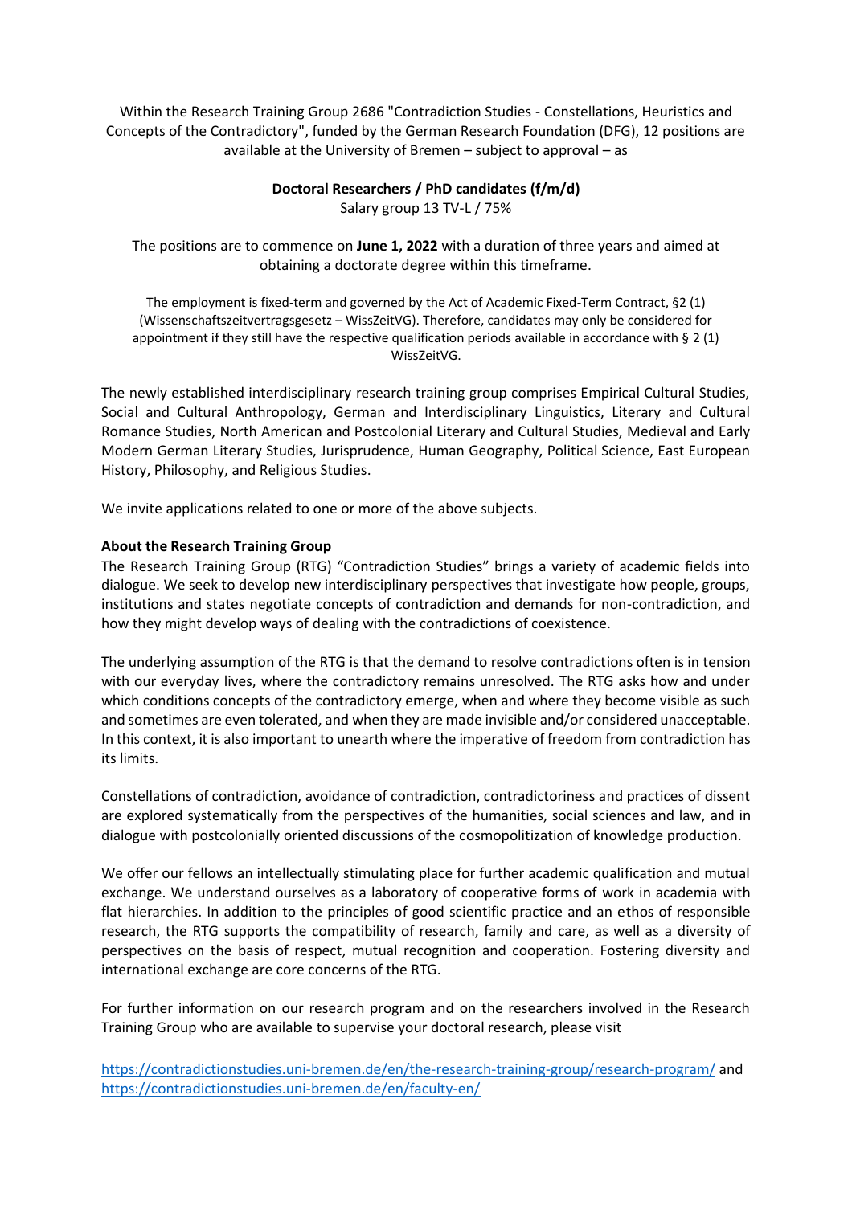Within the Research Training Group 2686 "Contradiction Studies - Constellations, Heuristics and Concepts of the Contradictory", funded by the German Research Foundation (DFG), 12 positions are available at the University of Bremen – subject to approval – as

**Doctoral Researchers / PhD candidates (f/m/d)**
Salary group 13 TV-L / 75%

The positions are to commence on **June 1, 2022** with a duration of three years and aimed at obtaining a doctorate degree within this timeframe.

The employment is fixed-term and governed by the Act of Academic Fixed-Term Contract, §2 (1) (Wissenschaftszeitvertragsgesetz – WissZeitVG). Therefore, candidates may only be considered for appointment if they still have the respective qualification periods available in accordance with § 2 (1) WissZeitVG.

The newly established interdisciplinary research training group comprises Empirical Cultural Studies, Social and Cultural Anthropology, German and Interdisciplinary Linguistics, Literary and Cultural Romance Studies, North American and Postcolonial Literary and Cultural Studies, Medieval and Early Modern German Literary Studies, Jurisprudence, Human Geography, Political Science, East European History, Philosophy, and Religious Studies.

We invite applications related to one or more of the above subjects.

**About the Research Training Group**

The Research Training Group (RTG) "Contradiction Studies" brings a variety of academic fields into dialogue. We seek to develop new interdisciplinary perspectives that investigate how people, groups, institutions and states negotiate concepts of contradiction and demands for non-contradiction, and how they might develop ways of dealing with the contradictions of coexistence.

The underlying assumption of the RTG is that the demand to resolve contradictions often is in tension with our everyday lives, where the contradictory remains unresolved. The RTG asks how and under which conditions concepts of the contradictory emerge, when and where they become visible as such and sometimes are even tolerated, and when they are made invisible and/or considered unacceptable. In this context, it is also important to unearth where the imperative of freedom from contradiction has its limits.

Constellations of contradiction, avoidance of contradiction, contradictoriness and practices of dissent are explored systematically from the perspectives of the humanities, social sciences and law, and in dialogue with postcolonially oriented discussions of the cosmopolitization of knowledge production.

We offer our fellows an intellectually stimulating place for further academic qualification and mutual exchange. We understand ourselves as a laboratory of cooperative forms of work in academia with flat hierarchies. In addition to the principles of good scientific practice and an ethos of responsible research, the RTG supports the compatibility of research, family and care, as well as a diversity of perspectives on the basis of respect, mutual recognition and cooperation. Fostering diversity and international exchange are core concerns of the RTG.

For further information on our research program and on the researchers involved in the Research Training Group who are available to supervise your doctoral research, please visit

https://contradictionstudies.uni-bremen.de/en/the-research-training-group/research-program/ and https://contradictionstudies.uni-bremen.de/en/faculty-en/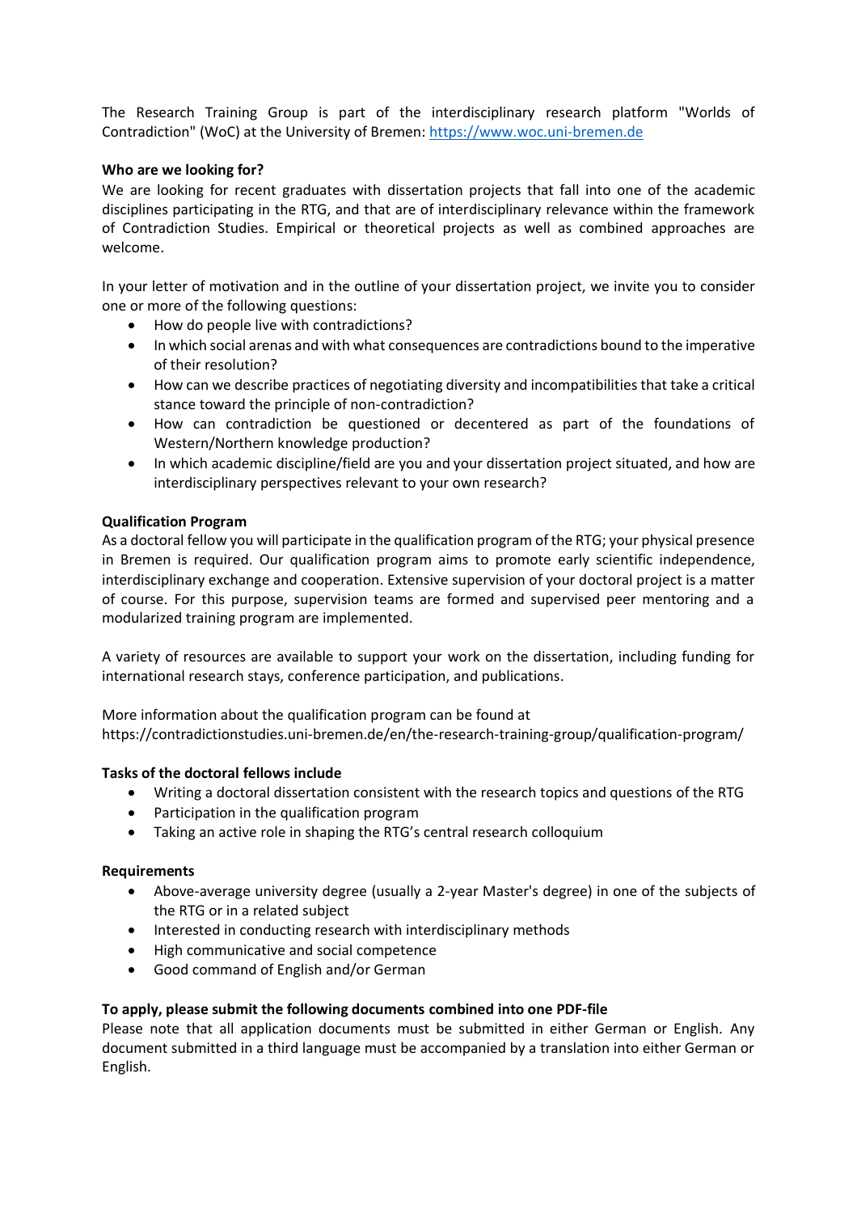The Research Training Group is part of the interdisciplinary research platform "Worlds of Contradiction" (WoC) at the University of Bremen: [https://www.woc.uni-bremen.de](https://www.woc.uni-bremen.de)

**Who are we looking for?**

We are looking for recent graduates with dissertation projects that fall into one of the academic disciplines participating in the RTG, and that are of interdisciplinary relevance within the framework of Contradiction Studies. Empirical or theoretical projects as well as combined approaches are welcome.

In your letter of motivation and in the outline of your dissertation project, we invite you to consider one or more of the following questions:

- How do people live with contradictions?
- In which social arenas and with what consequences are contradictions bound to the imperative of their resolution?
- How can we describe practices of negotiating diversity and incompatibilities that take a critical stance toward the principle of non-contradiction?
- How can contradiction be questioned or decentered as part of the foundations of Western/Northern knowledge production?
- In which academic discipline/field are you and your dissertation project situated, and how are interdisciplinary perspectives relevant to your own research?

**Qualification Program**

As a doctoral fellow you will participate in the qualification program of the RTG; your physical presence in Bremen is required. Our qualification program aims to promote early scientific independence, interdisciplinary exchange and cooperation. Extensive supervision of your doctoral project is a matter of course. For this purpose, supervision teams are formed and supervised peer mentoring and a modularized training program are implemented.

A variety of resources are available to support your work on the dissertation, including funding for international research stays, conference participation, and publications.

More information about the qualification program can be found at
https://contradictionstudies.uni-bremen.de/en/the-research-training-group/qualification-program/

**Tasks of the doctoral fellows include**

- Writing a doctoral dissertation consistent with the research topics and questions of the RTG
- Participation in the qualification program
- Taking an active role in shaping the RTG's central research colloquium

**Requirements**

- Above-average university degree (usually a 2-year Master's degree) in one of the subjects of the RTG or in a related subject
- Interested in conducting research with interdisciplinary methods
- High communicative and social competence
- Good command of English and/or German

**To apply, please submit the following documents combined into one PDF-file**

Please note that all application documents must be submitted in either German or English. Any document submitted in a third language must be accompanied by a translation into either German or English.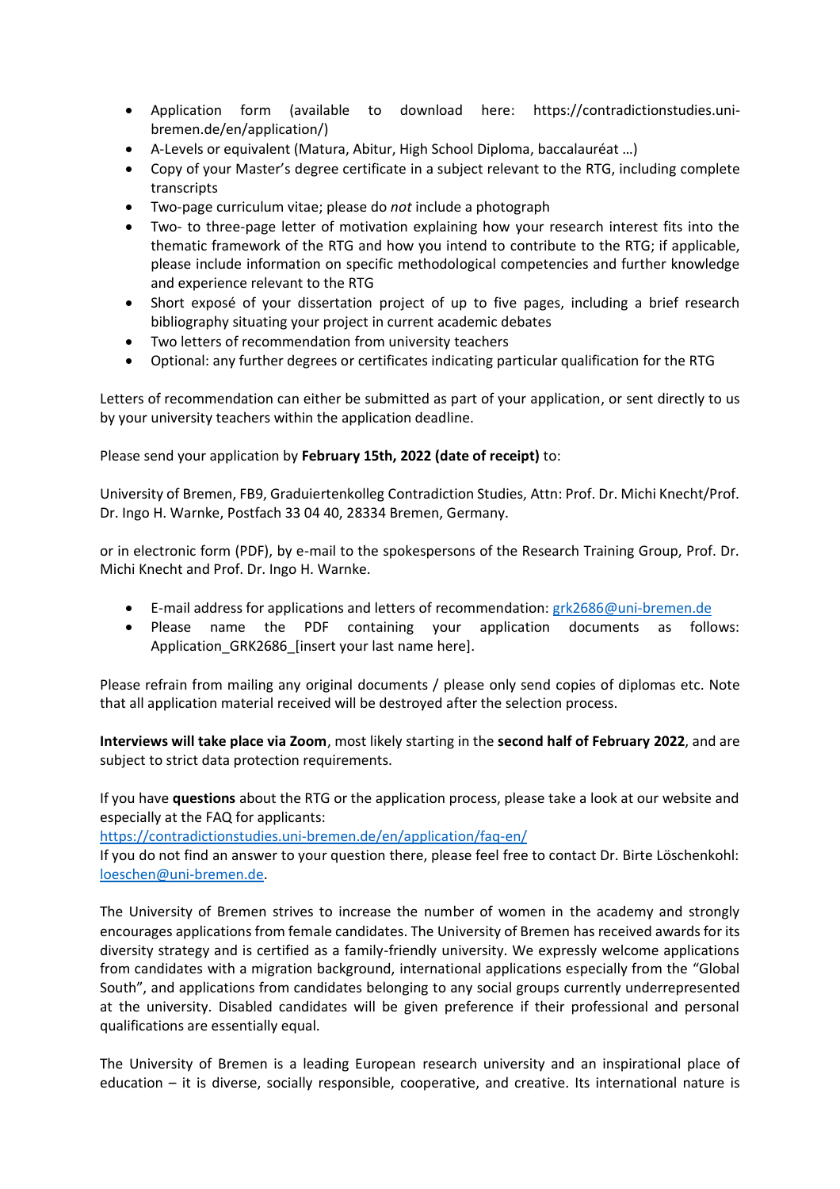- Application form (available to download here: https://contradictionstudies.uni-bremen.de/en/application/)
- A-Levels or equivalent (Matura, Abitur, High School Diploma, baccalauréat …)
- Copy of your Master's degree certificate in a subject relevant to the RTG, including complete transcripts
- Two-page curriculum vitae; please do *not* include a photograph
- Two- to three-page letter of motivation explaining how your research interest fits into the thematic framework of the RTG and how you intend to contribute to the RTG; if applicable, please include information on specific methodological competencies and further knowledge and experience relevant to the RTG
- Short exposé of your dissertation project of up to five pages, including a brief research bibliography situating your project in current academic debates
- Two letters of recommendation from university teachers
- Optional: any further degrees or certificates indicating particular qualification for the RTG

Letters of recommendation can either be submitted as part of your application, or sent directly to us by your university teachers within the application deadline.

Please send your application by **February 15th, 2022 (date of receipt)** to:

University of Bremen, FB9, Graduiertenkolleg Contradiction Studies, Attn: Prof. Dr. Michi Knecht/Prof. Dr. Ingo H. Warnke, Postfach 33 04 40, 28334 Bremen, Germany.

or in electronic form (PDF), by e-mail to the spokespersons of the Research Training Group, Prof. Dr. Michi Knecht and Prof. Dr. Ingo H. Warnke.

- E-mail address for applications and letters of recommendation: grk2686@uni-bremen.de
- Please name the PDF containing your application documents as follows: Application_GRK2686_[insert your last name here].

Please refrain from mailing any original documents / please only send copies of diplomas etc. Note that all application material received will be destroyed after the selection process.

**Interviews will take place via Zoom**, most likely starting in the **second half of February 2022**, and are subject to strict data protection requirements.

If you have **questions** about the RTG or the application process, please take a look at our website and especially at the FAQ for applicants:
https://contradictionstudies.uni-bremen.de/en/application/faq-en/
If you do not find an answer to your question there, please feel free to contact Dr. Birte Löschenkohl: loeschen@uni-bremen.de.

The University of Bremen strives to increase the number of women in the academy and strongly encourages applications from female candidates. The University of Bremen has received awards for its diversity strategy and is certified as a family-friendly university. We expressly welcome applications from candidates with a migration background, international applications especially from the "Global South", and applications from candidates belonging to any social groups currently underrepresented at the university. Disabled candidates will be given preference if their professional and personal qualifications are essentially equal.

The University of Bremen is a leading European research university and an inspirational place of education – it is diverse, socially responsible, cooperative, and creative. Its international nature is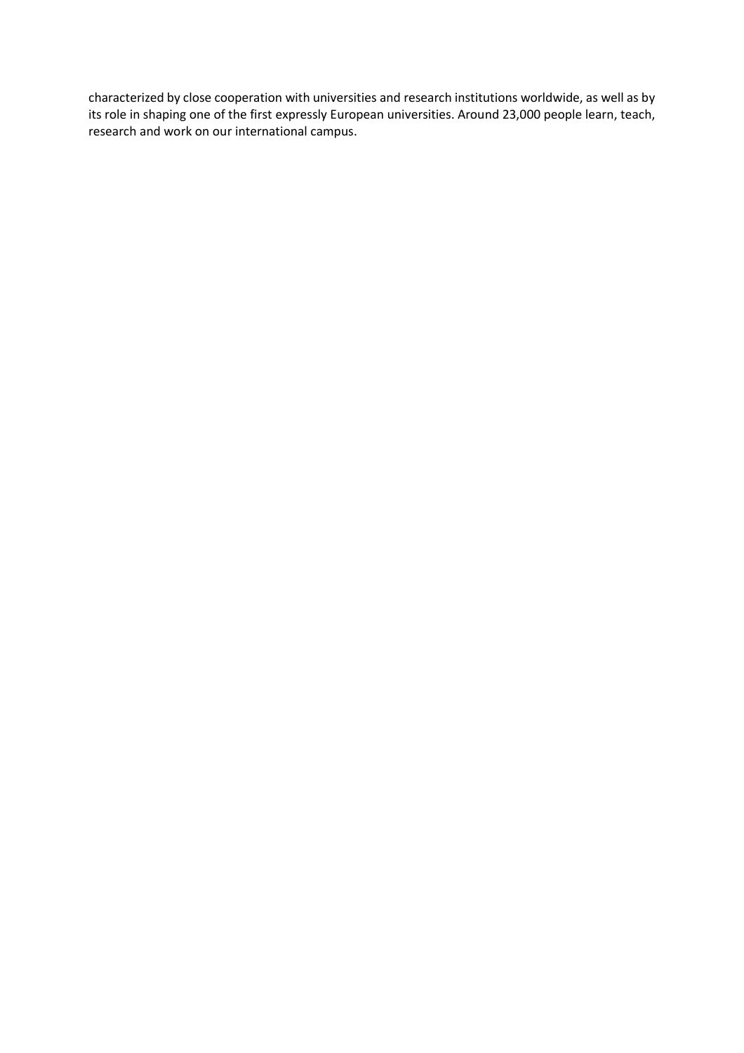characterized by close cooperation with universities and research institutions worldwide, as well as by its role in shaping one of the first expressly European universities. Around 23,000 people learn, teach, research and work on our international campus.